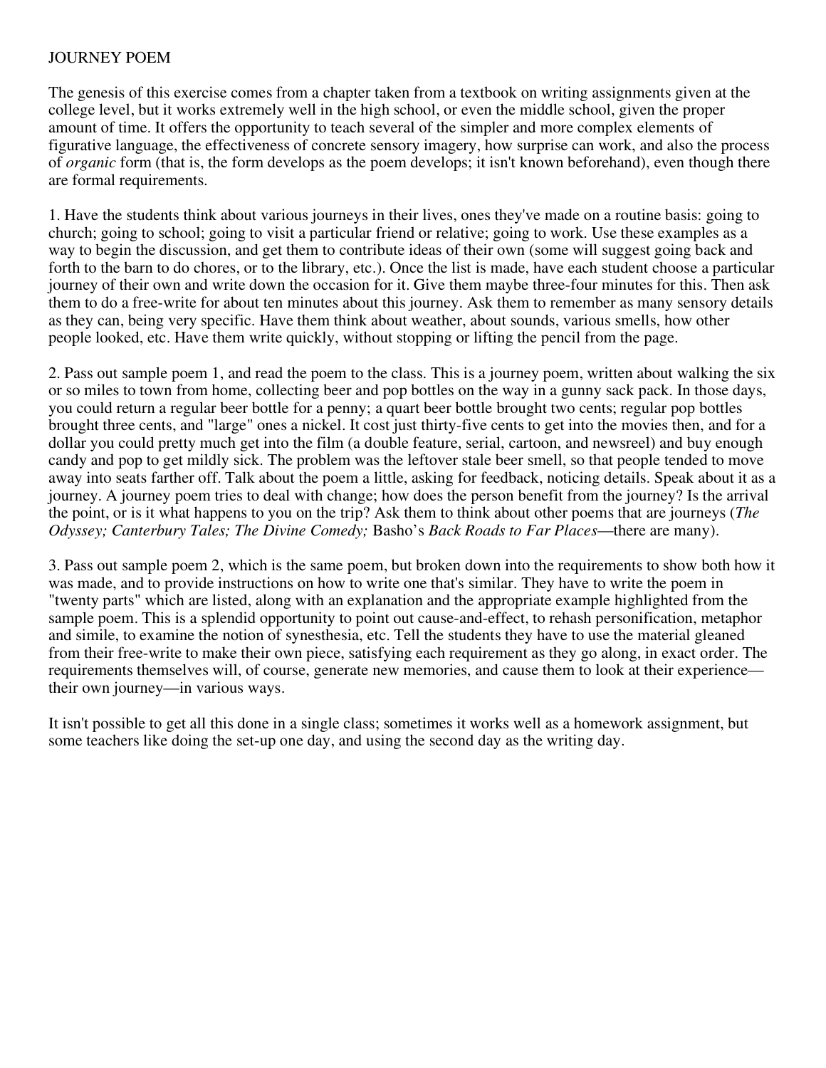# JOURNEY POEM

The genesis of this exercise comes from a chapter taken from a textbook on writing assignments given at the college level, but it works extremely well in the high school, or even the middle school, given the proper amount of time. It offers the opportunity to teach several of the simpler and more complex elements of figurative language, the effectiveness of concrete sensory imagery, how surprise can work, and also the process of *organic* form (that is, the form develops as the poem develops; it isn't known beforehand), even though there are formal requirements.

1. Have the students think about various journeys in their lives, ones they've made on a routine basis: going to church; going to school; going to visit a particular friend or relative; going to work. Use these examples as a way to begin the discussion, and get them to contribute ideas of their own (some will suggest going back and forth to the barn to do chores, or to the library, etc.). Once the list is made, have each student choose a particular journey of their own and write down the occasion for it. Give them maybe three-four minutes for this. Then ask them to do a free-write for about ten minutes about this journey. Ask them to remember as many sensory details as they can, being very specific. Have them think about weather, about sounds, various smells, how other people looked, etc. Have them write quickly, without stopping or lifting the pencil from the page.

2. Pass out sample poem 1, and read the poem to the class. This is a journey poem, written about walking the six or so miles to town from home, collecting beer and pop bottles on the way in a gunny sack pack. In those days, you could return a regular beer bottle for a penny; a quart beer bottle brought two cents; regular pop bottles brought three cents, and "large" ones a nickel. It cost just thirty-five cents to get into the movies then, and for a dollar you could pretty much get into the film (a double feature, serial, cartoon, and newsreel) and buy enough candy and pop to get mildly sick. The problem was the leftover stale beer smell, so that people tended to move away into seats farther off. Talk about the poem a little, asking for feedback, noticing details. Speak about it as a journey. A journey poem tries to deal with change; how does the person benefit from the journey? Is the arrival the point, or is it what happens to you on the trip? Ask them to think about other poems that are journeys (*The Odyssey; Canterbury Tales; The Divine Comedy;* Basho's *Back Roads to Far Places*—there are many).

3. Pass out sample poem 2, which is the same poem, but broken down into the requirements to show both how it was made, and to provide instructions on how to write one that's similar. They have to write the poem in "twenty parts" which are listed, along with an explanation and the appropriate example highlighted from the sample poem. This is a splendid opportunity to point out cause-and-effect, to rehash personification, metaphor and simile, to examine the notion of synesthesia, etc. Tell the students they have to use the material gleaned from their free-write to make their own piece, satisfying each requirement as they go along, in exact order. The requirements themselves will, of course, generate new memories, and cause them to look at their experience—their own journey—in various ways.

It isn't possible to get all this done in a single class; sometimes it works well as a homework assignment, but some teachers like doing the set-up one day, and using the second day as the writing day.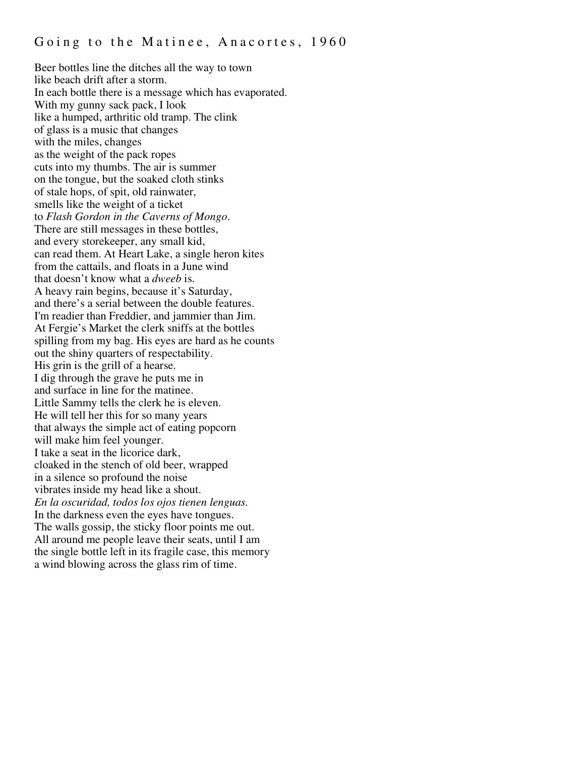## Going to the Matinee, Anacortes, 1960

Beer bottles line the ditches all the way to town  
like beach drift after a storm.  
In each bottle there is a message which has evaporated.  
With my gunny sack pack, I look  
like a humped, arthritic old tramp. The clink  
of glass is a music that changes  
with the miles, changes  
as the weight of the pack ropes  
cuts into my thumbs. The air is summer  
on the tongue, but the soaked cloth stinks  
of stale hops, of spit, old rainwater,  
smells like the weight of a ticket  
to *Flash Gordon in the Caverns of Mongo*.  
There are still messages in these bottles,  
and every storekeeper, any small kid,  
can read them. At Heart Lake, a single heron kites  
from the cattails, and floats in a June wind  
that doesn't know what a *dweeb* is.  
A heavy rain begins, because it's Saturday,  
and there's a serial between the double features.  
I'm readier than Freddier, and jammier than Jim.  
At Fergie's Market the clerk sniffs at the bottles  
spilling from my bag. His eyes are hard as he counts  
out the shiny quarters of respectability.  
His grin is the grill of a hearse.  
I dig through the grave he puts me in  
and surface in line for the matinee.  
Little Sammy tells the clerk he is eleven.  
He will tell her this for so many years  
that always the simple act of eating popcorn  
will make him feel younger.  
I take a seat in the licorice dark,  
cloaked in the stench of old beer, wrapped  
in a silence so profound the noise  
vibrates inside my head like a shout.  
*En la oscuridad, todos los ojos tienen lenguas.*  
In the darkness even the eyes have tongues.  
The walls gossip, the sticky floor points me out.  
All around me people leave their seats, until I am  
the single bottle left in its fragile case, this memory  
a wind blowing across the glass rim of time.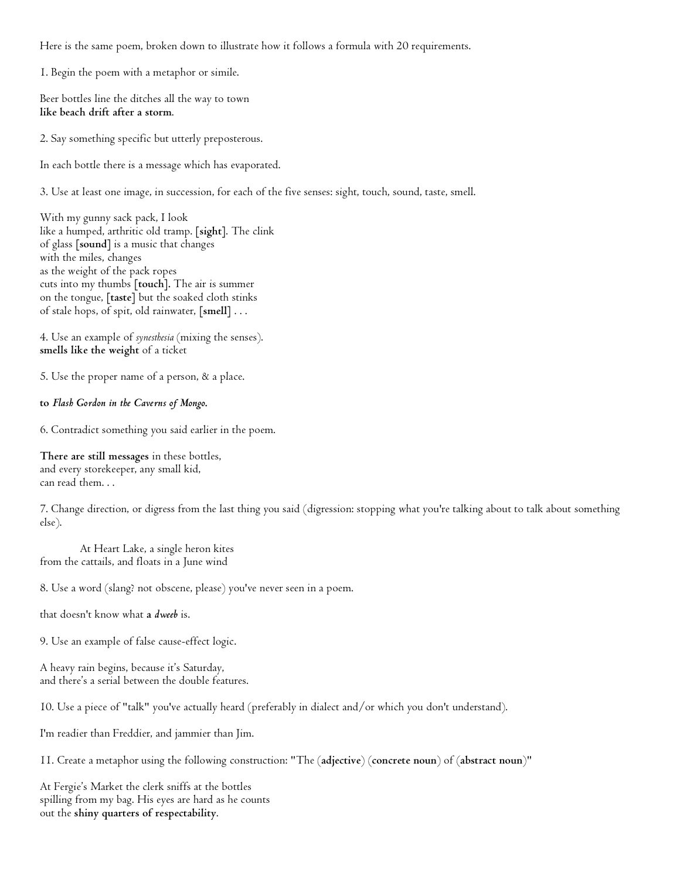Here is the same poem, broken down to illustrate how it follows a formula with 20 requirements.

1. Begin the poem with a metaphor or simile.

Beer bottles line the ditches all the way to town
**like beach drift after a storm**.

2. Say something specific but utterly preposterous.

In each bottle there is a message which has evaporated.

3. Use at least one image, in succession, for each of the five senses: sight, touch, sound, taste, smell.

With my gunny sack pack, I look
like a humped, arthritic old tramp. [**sight**]. The clink
of glass [**sound**] is a music that changes
with the miles, changes
as the weight of the pack ropes
cuts into my thumbs [**touch**]. The air is summer
on the tongue, [**taste**] but the soaked cloth stinks
of stale hops, of spit, old rainwater, [**smell**] . . .

4. Use an example of *synesthesia* (mixing the senses).
**smells like the weight** of a ticket

5. Use the proper name of a person, & a place.

**to *Flash Gordon in the Caverns of Mongo*.**

6. Contradict something you said earlier in the poem.

**There are still messages** in these bottles,
and every storekeeper, any small kid,
can read them. . .

7. Change direction, or digress from the last thing you said (digression: stopping what you're talking about to talk about something else).

    At Heart Lake, a single heron kites
from the cattails, and floats in a June wind

8. Use a word (slang? not obscene, please) you've never seen in a poem.

that doesn't know what **a *dweeb*** is.

9. Use an example of false cause-effect logic.

A heavy rain begins, because it's Saturday,
and there's a serial between the double features.

10. Use a piece of "talk" you've actually heard (preferably in dialect and/or which you don't understand).

I'm readier than Freddier, and jammier than Jim.

11. Create a metaphor using the following construction: "The (**adjective**) (**concrete noun**) of (**abstract noun**)"

At Fergie's Market the clerk sniffs at the bottles
spilling from my bag. His eyes are hard as he counts
out the **shiny quarters of respectability**.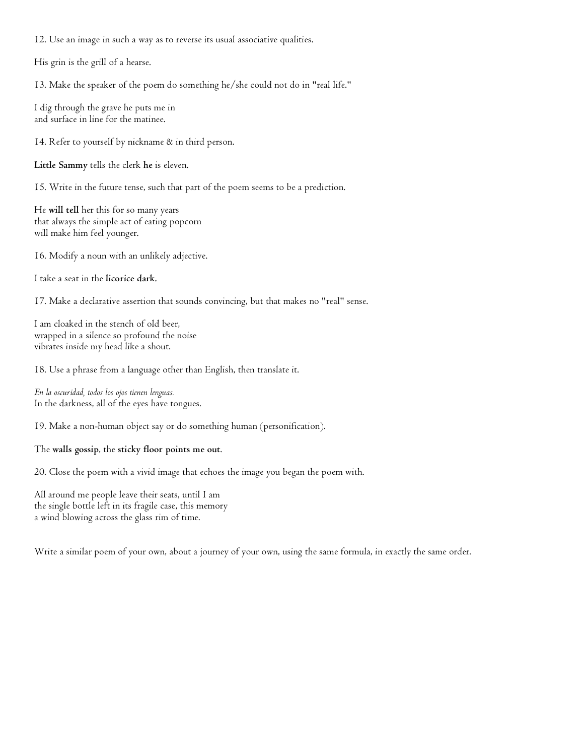12. Use an image in such a way as to reverse its usual associative qualities.

His grin is the grill of a hearse.

13. Make the speaker of the poem do something he/she could not do in "real life."

I dig through the grave he puts me in
and surface in line for the matinee.

14. Refer to yourself by nickname & in third person.

**Little Sammy** tells the clerk **he** is eleven.

15. Write in the future tense, such that part of the poem seems to be a prediction.

He **will tell** her this for so many years
that always the simple act of eating popcorn
will make him feel younger.

16. Modify a noun with an unlikely adjective.

I take a seat in the **licorice dark.**

17. Make a declarative assertion that sounds convincing, but that makes no "real" sense.

I am cloaked in the stench of old beer,
wrapped in a silence so profound the noise
vibrates inside my head like a shout.

18. Use a phrase from a language other than English, then translate it.

*En la oscuridad, todos los ojos tienen lenguas.*
In the darkness, all of the eyes have tongues.

19. Make a non-human object say or do something human (personification).

The **walls gossip**, the **sticky floor points me out**.

20. Close the poem with a vivid image that echoes the image you began the poem with.

All around me people leave their seats, until I am
the single bottle left in its fragile case, this memory
a wind blowing across the glass rim of time.

Write a similar poem of your own, about a journey of your own, using the same formula, in exactly the same order.